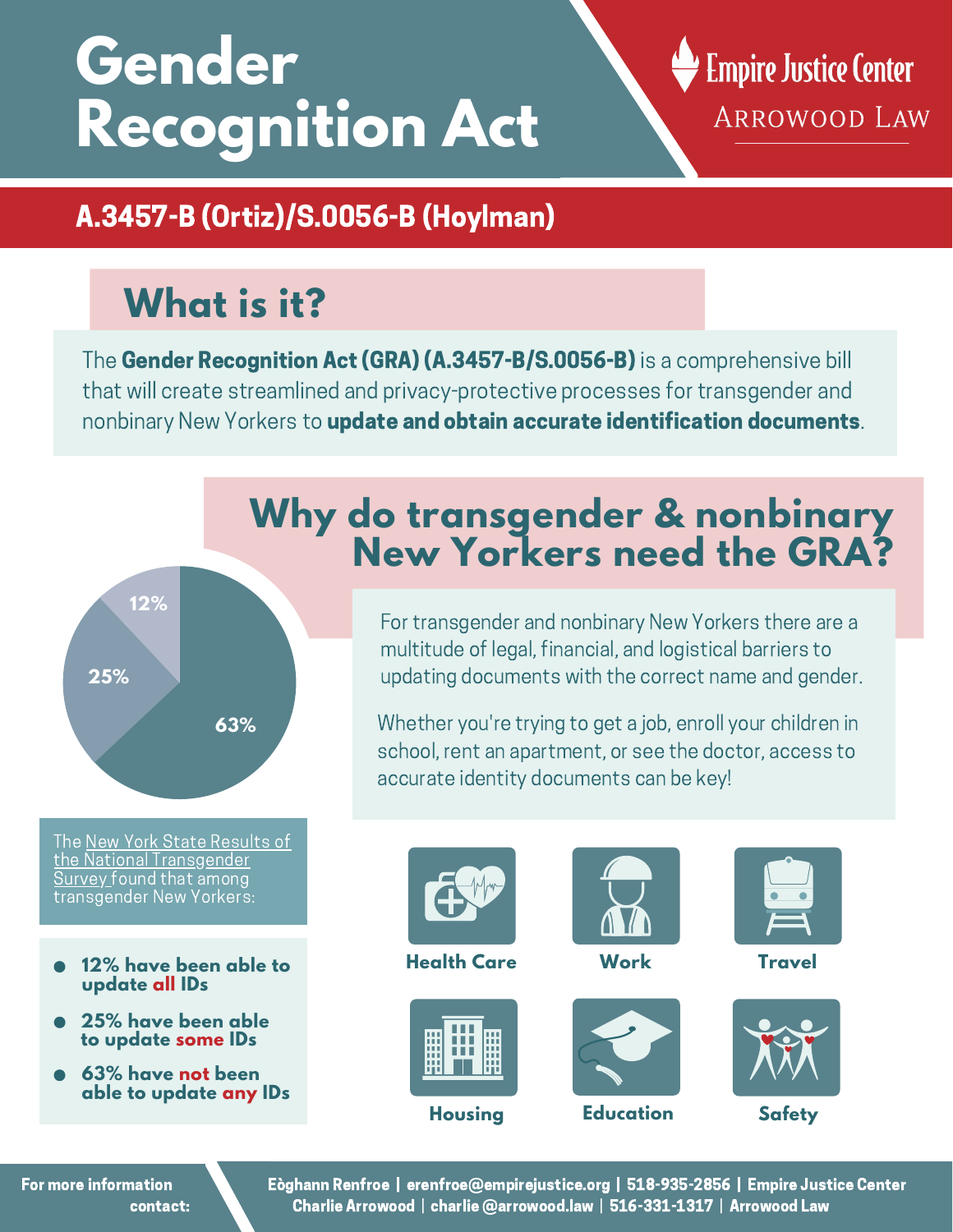# Gender Recognition Act

Empire Justice Center

Arrowood Law

## A.3457-B (Ortiz)/S.0056-B (Hoylman)

## What is it?

The **Gender Recognition Act (GRA) (A.3457-B/S.0056-B)** is a comprehensive bill that will create streamlined and privacy-protective processes for transgender and nonbinary New Yorkers to **update and obtain accurate identification documents**.

## Why do transgender & nonbinary New Yorkers need the GRA?

For transgender and nonbinary New Yorkers there are a multitude of legal, financial, and logistical barriers to updating documents with the correct name and gender.

Whether you're trying to get a job, enroll your children in school, rent an apartment, or see the doctor, access to accurate identity documents can be key!

12%

25%

63%

The New York State Results of the National Transgender Survey found that among transgender New Yorkers:

- **12% have been able to update all IDs**
- **25% have been able to update some IDs**
- **63% have not been able to update any IDs**

Health Care

Work

Travel

Housing

Education

Safety

For more information contact:

Eòghann Renfroe | erenfroe@empirejustice.org | 518-935-2856 | Empire Justice Center

Charlie Arrowood | charlie@arrowood.law | 516-331-1317 | Arrowood Law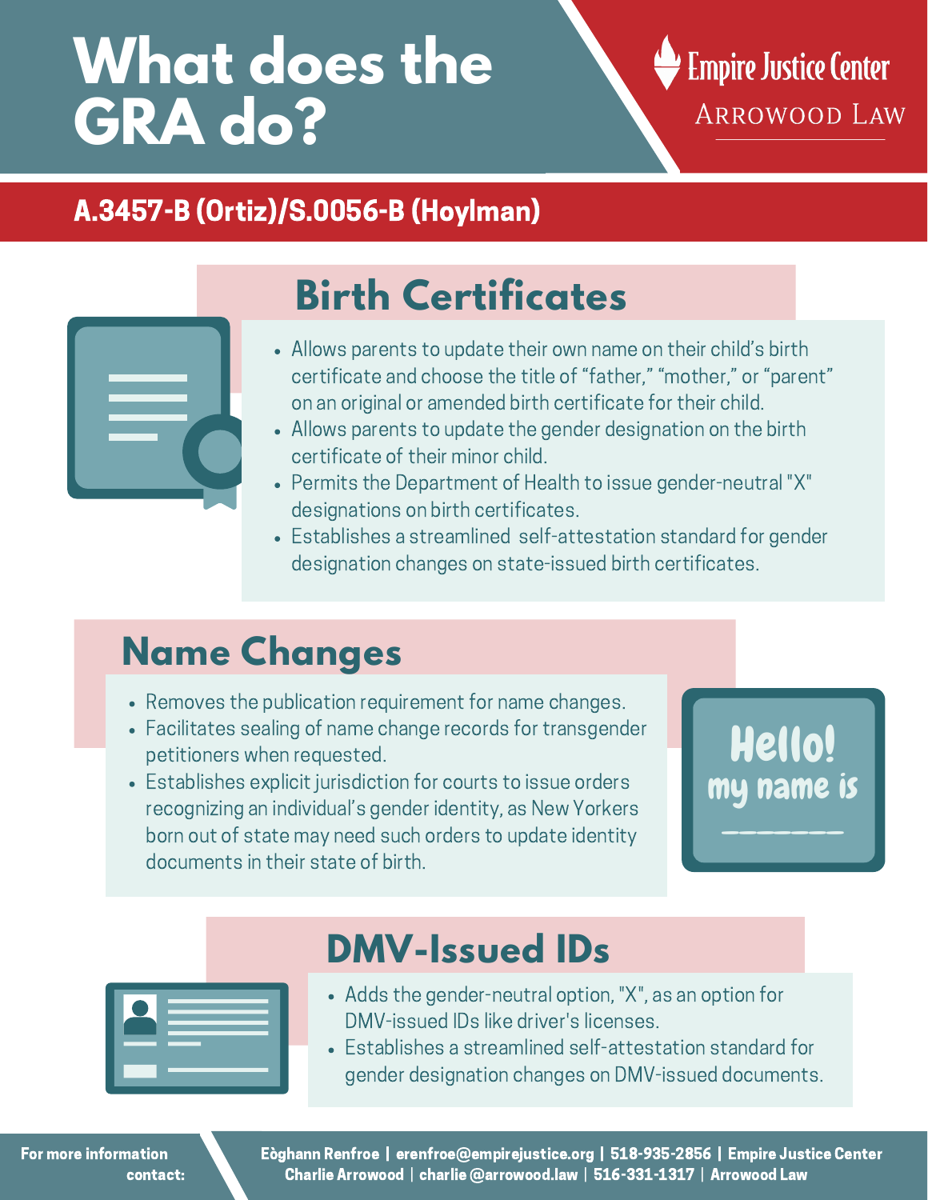# What does the GRA do?

Empire Justice Center

Arrowood Law

**A.3457-B (Ortiz)/S.0056-B (Hoylman)**

## Birth Certificates

- Allows parents to update their own name on their child's birth certificate and choose the title of "father," "mother," or "parent" on an original or amended birth certificate for their child.
- Allows parents to update the gender designation on the birth certificate of their minor child.
- Permits the Department of Health to issue gender-neutral "X" designations on birth certificates.
- Establishes a streamlined self-attestation standard for gender designation changes on state-issued birth certificates.

## Name Changes

- Removes the publication requirement for name changes.
- Facilitates sealing of name change records for transgender petitioners when requested.
- Establishes explicit jurisdiction for courts to issue orders recognizing an individual's gender identity, as New Yorkers born out of state may need such orders to update identity documents in their state of birth.

Hello! my name is _______

## DMV-Issued IDs

- Adds the gender-neutral option, "X", as an option for DMV-issued IDs like driver's licenses.
- Establishes a streamlined self-attestation standard for gender designation changes on DMV-issued documents.

**For more information contact:**

**Eòghann Renfroe | erenfroe@empirejustice.org | 518-935-2856 | Empire Justice Center**

**Charlie Arrowood | charlie@arrowood.law | 516-331-1317 | Arrowood Law**